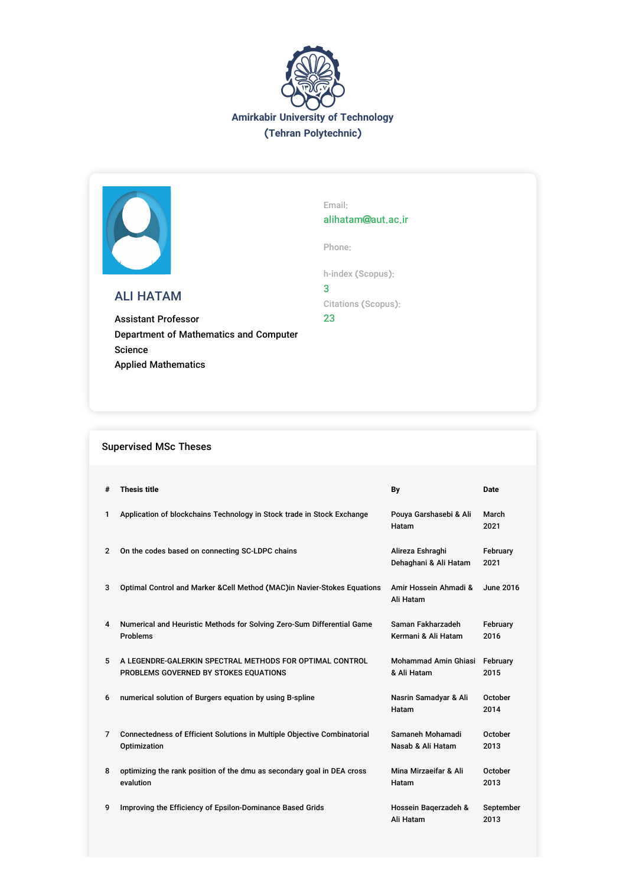# Amirkabir University of Technology
## (Tehran Polytechnic)

## ALI HATAM

Assistant Professor
Department of Mathematics and Computer Science
Applied Mathematics

Email:
alihatam@aut.ac.ir

Phone:

h-index (Scopus):
3

Citations (Scopus):
23

## Supervised MSc Theses

| # | Thesis title | By | Date |
|---|---|---|---|
| 1 | Application of blockchains Technology in Stock trade in Stock Exchange | Pouya Garshasebi & Ali Hatam | March 2021 |
| 2 | On the codes based on connecting SC-LDPC chains | Alireza Eshraghi Dehaghani & Ali Hatam | February 2021 |
| 3 | Optimal Control and Marker &Cell Method (MAC)in Navier-Stokes Equations | Amir Hossein Ahmadi & Ali Hatam | June 2016 |
| 4 | Numerical and Heuristic Methods for Solving Zero-Sum Differential Game Problems | Saman Fakharzadeh Kermani & Ali Hatam | February 2016 |
| 5 | A LEGENDRE-GALERKIN SPECTRAL METHODS FOR OPTIMAL CONTROL PROBLEMS GOVERNED BY STOKES EQUATIONS | Mohammad Amin Ghiasi & Ali Hatam | February 2015 |
| 6 | numerical solution of Burgers equation by using B-spline | Nasrin Samadyar & Ali Hatam | October 2014 |
| 7 | Connectedness of Efficient Solutions in Multiple Objective Combinatorial Optimization | Samaneh Mohamadi Nasab & Ali Hatam | October 2013 |
| 8 | optimizing the rank position of the dmu as secondary goal in DEA cross evalution | Mina Mirzaeifar & Ali Hatam | October 2013 |
| 9 | Improving the Efficiency of Epsilon-Dominance Based Grids | Hossein Baqerzadeh & Ali Hatam | September 2013 |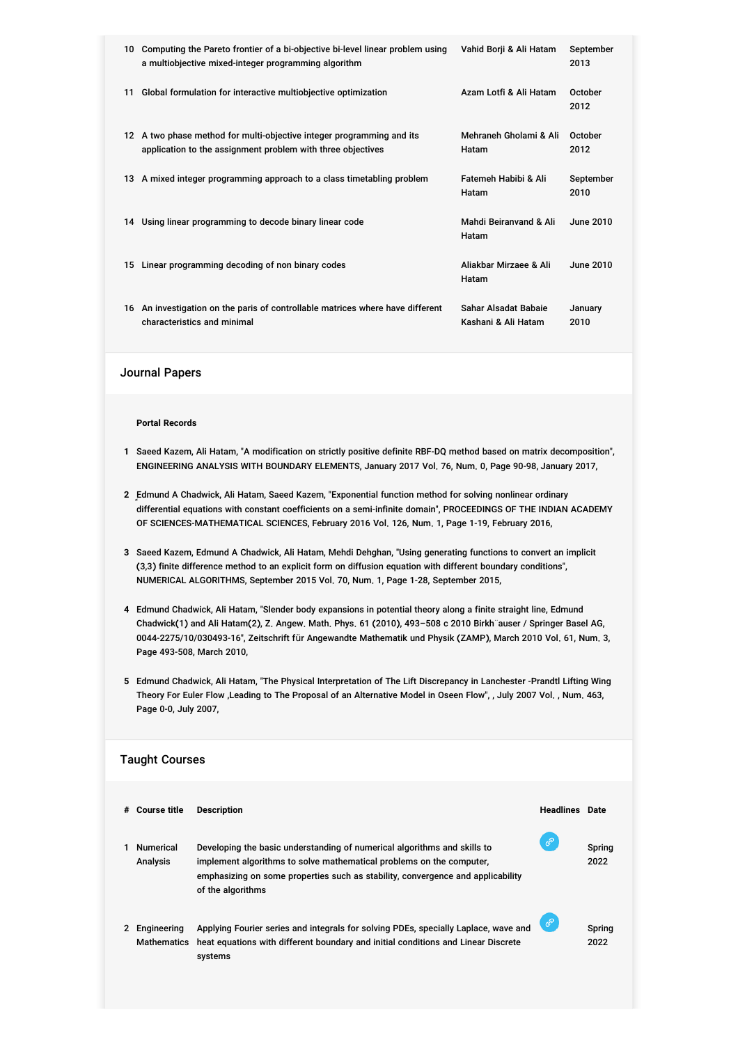| | | | |
|---|---|---|---|
| 10 | Computing the Pareto frontier of a bi-objective bi-level linear problem using a multiobjective mixed-integer programming algorithm | Vahid Borji & Ali Hatam | September 2013 |
| 11 | Global formulation for interactive multiobjective optimization | Azam Lotfi & Ali Hatam | October 2012 |
| 12 | A two phase method for multi-objective integer programming and its application to the assignment problem with three objectives | Mehraneh Gholami & Ali Hatam | October 2012 |
| 13 | A mixed integer programming approach to a class timetabling problem | Fatemeh Habibi & Ali Hatam | September 2010 |
| 14 | Using linear programming to decode binary linear code | Mahdi Beiranvand & Ali Hatam | June 2010 |
| 15 | Linear programming decoding of non binary codes | Aliakbar Mirzaee & Ali Hatam | June 2010 |
| 16 | An investigation on the paris of controllable matrices where have different characteristics and minimal | Sahar Alsadat Babaie Kashani & Ali Hatam | January 2010 |

## Journal Papers

**Portal Records**

1. Saeed Kazem, Ali Hatam, "A modification on strictly positive definite RBF-DQ method based on matrix decomposition", ENGINEERING ANALYSIS WITH BOUNDARY ELEMENTS, January 2017 Vol. 76, Num. 0, Page 90-98, January 2017,
2. Edmund A Chadwick, Ali Hatam, Saeed Kazem, "Exponential function method for solving nonlinear ordinary differential equations with constant coefficients on a semi-infinite domain", PROCEEDINGS OF THE INDIAN ACADEMY OF SCIENCES-MATHEMATICAL SCIENCES, February 2016 Vol. 126, Num. 1, Page 1-19, February 2016,
3. Saeed Kazem, Edmund A Chadwick, Ali Hatam, Mehdi Dehghan, "Using generating functions to convert an implicit (3,3) finite difference method to an explicit form on diffusion equation with different boundary conditions", NUMERICAL ALGORITHMS, September 2015 Vol. 70, Num. 1, Page 1-28, September 2015,
4. Edmund Chadwick, Ali Hatam, "Slender body expansions in potential theory along a finite straight line, Edmund Chadwick(1) and Ali Hatam(2), Z. Angew. Math. Phys. 61 (2010), 493–508 c 2010 Birkh¨auser / Springer Basel AG, 0044-2275/10/030493-16", Zeitschrift für Angewandte Mathematik und Physik (ZAMP), March 2010 Vol. 61, Num. 3, Page 493-508, March 2010,
5. Edmund Chadwick, Ali Hatam, "The Physical Interpretation of The Lift Discrepancy in Lanchester -Prandtl Lifting Wing Theory For Euler Flow ,Leading to The Proposal of an Alternative Model in Oseen Flow", , July 2007 Vol. , Num. 463, Page 0-0, July 2007,

## Taught Courses

| # | Course title | Description | Headlines | Date |
|---|---|---|---|---|
| 1 | Numerical Analysis | Developing the basic understanding of numerical algorithms and skills to implement algorithms to solve mathematical problems on the computer, emphasizing on some properties such as stability, convergence and applicability of the algorithms | | Spring 2022 |
| 2 | Engineering Mathematics | Applying Fourier series and integrals for solving PDEs, specially Laplace, wave and heat equations with different boundary and initial conditions and Linear Discrete systems | | Spring 2022 |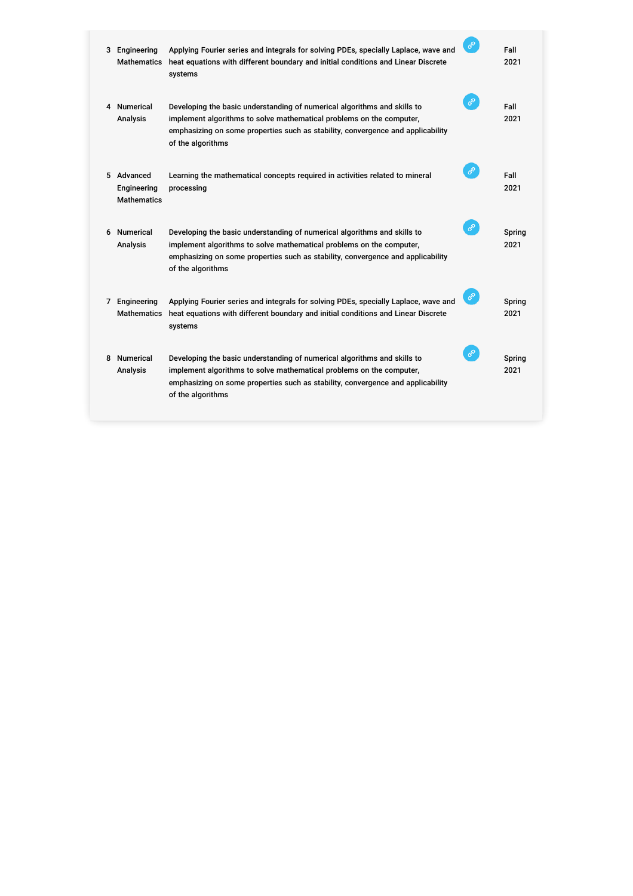| | | | | |
|---|---|---|---|---|
| 3 | Engineering Mathematics | Applying Fourier series and integrals for solving PDEs, specially Laplace, wave and heat equations with different boundary and initial conditions and Linear Discrete systems | | Fall 2021 |
| 4 | Numerical Analysis | Developing the basic understanding of numerical algorithms and skills to implement algorithms to solve mathematical problems on the computer, emphasizing on some properties such as stability, convergence and applicability of the algorithms | | Fall 2021 |
| 5 | Advanced Engineering Mathematics | Learning the mathematical concepts required in activities related to mineral processing | | Fall 2021 |
| 6 | Numerical Analysis | Developing the basic understanding of numerical algorithms and skills to implement algorithms to solve mathematical problems on the computer, emphasizing on some properties such as stability, convergence and applicability of the algorithms | | Spring 2021 |
| 7 | Engineering Mathematics | Applying Fourier series and integrals for solving PDEs, specially Laplace, wave and heat equations with different boundary and initial conditions and Linear Discrete systems | | Spring 2021 |
| 8 | Numerical Analysis | Developing the basic understanding of numerical algorithms and skills to implement algorithms to solve mathematical problems on the computer, emphasizing on some properties such as stability, convergence and applicability of the algorithms | | Spring 2021 |